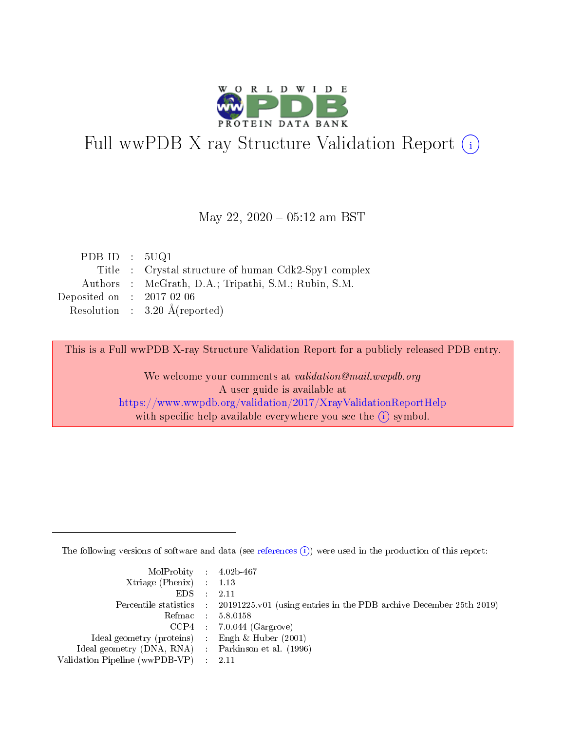# Full wwPDB X-ray Structure Validation Report (i)

May 22, 2020 – 05:12 am BST

| | | |
|---|---|---|
| PDB ID | : | 5UQ1 |
| Title | : | Crystal structure of human Cdk2-Spy1 complex |
| Authors | : | McGrath, D.A.; Tripathi, S.M.; Rubin, S.M. |
| Deposited on | : | 2017-02-06 |
| Resolution | : | 3.20 Å(reported) |

This is a Full wwPDB X-ray Structure Validation Report for a publicly released PDB entry.

We welcome your comments at *validation@mail.wwpdb.org*
A user guide is available at
https://www.wwpdb.org/validation/2017/XrayValidationReportHelp
with specific help available everywhere you see the (i) symbol.

---

The following versions of software and data (see references (i)) were used in the production of this report:

| | | |
|---|---|---|
| MolProbity | : | 4.02b-467 |
| Xtriage (Phenix) | : | 1.13 |
| EDS | : | 2.11 |
| Percentile statistics | : | 20191225.v01 (using entries in the PDB archive December 25th 2019) |
| Refmac | : | 5.8.0158 |
| CCP4 | : | 7.0.044 (Gargrove) |
| Ideal geometry (proteins) | : | Engh & Huber (2001) |
| Ideal geometry (DNA, RNA) | : | Parkinson et al. (1996) |
| Validation Pipeline (wwPDB-VP) | : | 2.11 |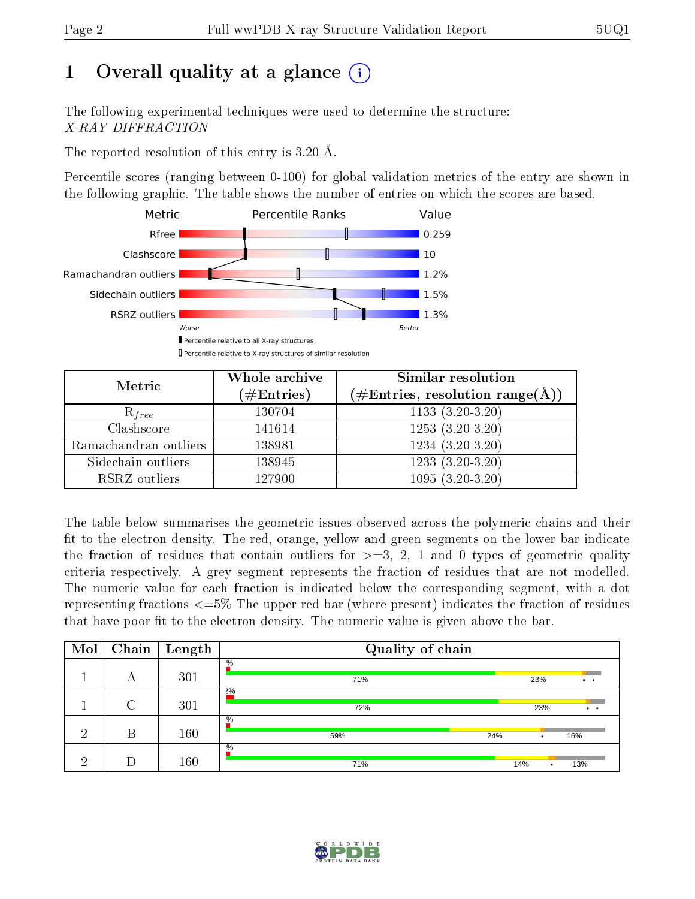# 1 Overall quality at a glance

The following experimental techniques were used to determine the structure: *X-RAY DIFFRACTION*

The reported resolution of this entry is 3.20 Å.

Percentile scores (ranging between 0-100) for global validation metrics of the entry are shown in the following graphic. The table shows the number of entries on which the scores are based.

| Metric | Value |
|---|---|
| Rfree | 0.259 |
| Clashscore | 10 |
| Ramachandran outliers | 1.2% |
| Sidechain outliers | 1.5% |
| RSRZ outliers | 1.3% |

Worse ... Better

- Percentile relative to all X-ray structures
- Percentile relative to X-ray structures of similar resolution

| Metric | Whole archive (#Entries) | Similar resolution (#Entries, resolution range(Å)) |
|---|---|---|
| $R_{free}$ | 130704 | 1133 (3.20-3.20) |
| Clashscore | 141614 | 1253 (3.20-3.20) |
| Ramachandran outliers | 138981 | 1234 (3.20-3.20) |
| Sidechain outliers | 138945 | 1233 (3.20-3.20) |
| RSRZ outliers | 127900 | 1095 (3.20-3.20) |

The table below summarises the geometric issues observed across the polymeric chains and their fit to the electron density. The red, orange, yellow and green segments on the lower bar indicate the fraction of residues that contain outliers for >=3, 2, 1 and 0 types of geometric quality criteria respectively. A grey segment represents the fraction of residues that are not modelled. The numeric value for each fraction is indicated below the corresponding segment, with a dot representing fractions <=5% The upper red bar (where present) indicates the fraction of residues that have poor fit to the electron density. The numeric value is given above the bar.

| Mol | Chain | Length | Quality of chain |
|---|---|---|---|
| 1 | A | 301 | % ; 71% ; 23% ; • • |
| 1 | C | 301 | 2% ; 72% ; 23% ; • • |
| 2 | B | 160 | % ; 59% ; 24% ; • ; 16% |
| 2 | D | 160 | % ; 71% ; 14% ; • ; 13% |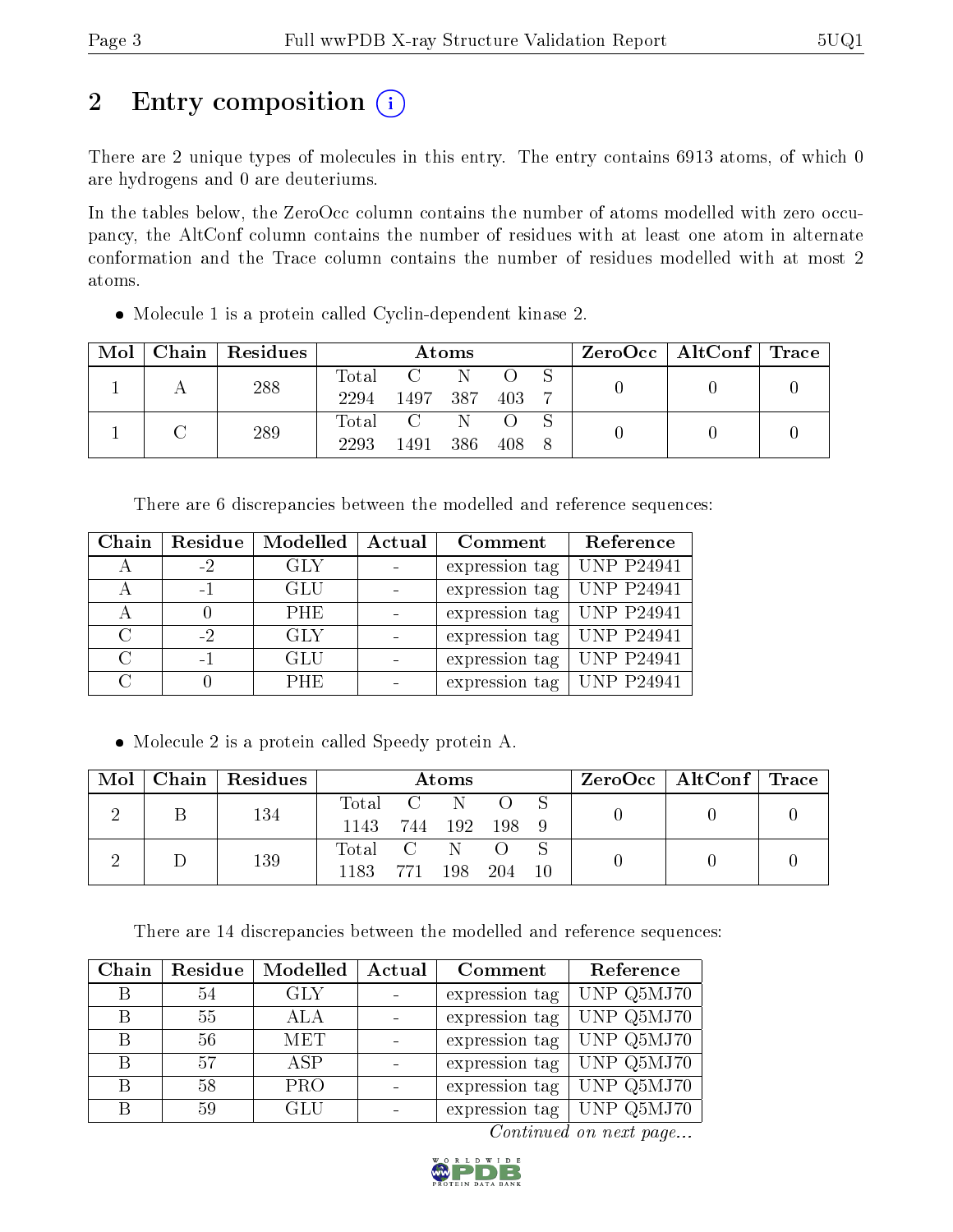# 2 Entry composition

There are 2 unique types of molecules in this entry. The entry contains 6913 atoms, of which 0 are hydrogens and 0 are deuteriums.

In the tables below, the ZeroOcc column contains the number of atoms modelled with zero occupancy, the AltConf column contains the number of residues with at least one atom in alternate conformation and the Trace column contains the number of residues modelled with at most 2 atoms.

- Molecule 1 is a protein called Cyclin-dependent kinase 2.

| Mol | Chain | Residues | Atoms | | | | | ZeroOcc | AltConf | Trace |
|---|---|---|---|---|---|---|---|---|---|---|
| 1 | A | 288 | Total 2294 | C 1497 | N 387 | O 403 | S 7 | 0 | 0 | 0 |
| 1 | C | 289 | Total 2293 | C 1491 | N 386 | O 408 | S 8 | 0 | 0 | 0 |

There are 6 discrepancies between the modelled and reference sequences:

| Chain | Residue | Modelled | Actual | Comment | Reference |
|---|---|---|---|---|---|
| A | -2 | GLY | - | expression tag | UNP P24941 |
| A | -1 | GLU | - | expression tag | UNP P24941 |
| A | 0 | PHE | - | expression tag | UNP P24941 |
| C | -2 | GLY | - | expression tag | UNP P24941 |
| C | -1 | GLU | - | expression tag | UNP P24941 |
| C | 0 | PHE | - | expression tag | UNP P24941 |

- Molecule 2 is a protein called Speedy protein A.

| Mol | Chain | Residues | Atoms | | | | | ZeroOcc | AltConf | Trace |
|---|---|---|---|---|---|---|---|---|---|---|
| 2 | B | 134 | Total 1143 | C 744 | N 192 | O 198 | S 9 | 0 | 0 | 0 |
| 2 | D | 139 | Total 1183 | C 771 | N 198 | O 204 | S 10 | 0 | 0 | 0 |

There are 14 discrepancies between the modelled and reference sequences:

| Chain | Residue | Modelled | Actual | Comment | Reference |
|---|---|---|---|---|---|
| B | 54 | GLY | - | expression tag | UNP Q5MJ70 |
| B | 55 | ALA | - | expression tag | UNP Q5MJ70 |
| B | 56 | MET | - | expression tag | UNP Q5MJ70 |
| B | 57 | ASP | - | expression tag | UNP Q5MJ70 |
| B | 58 | PRO | - | expression tag | UNP Q5MJ70 |
| B | 59 | GLU | - | expression tag | UNP Q5MJ70 |

*Continued on next page...*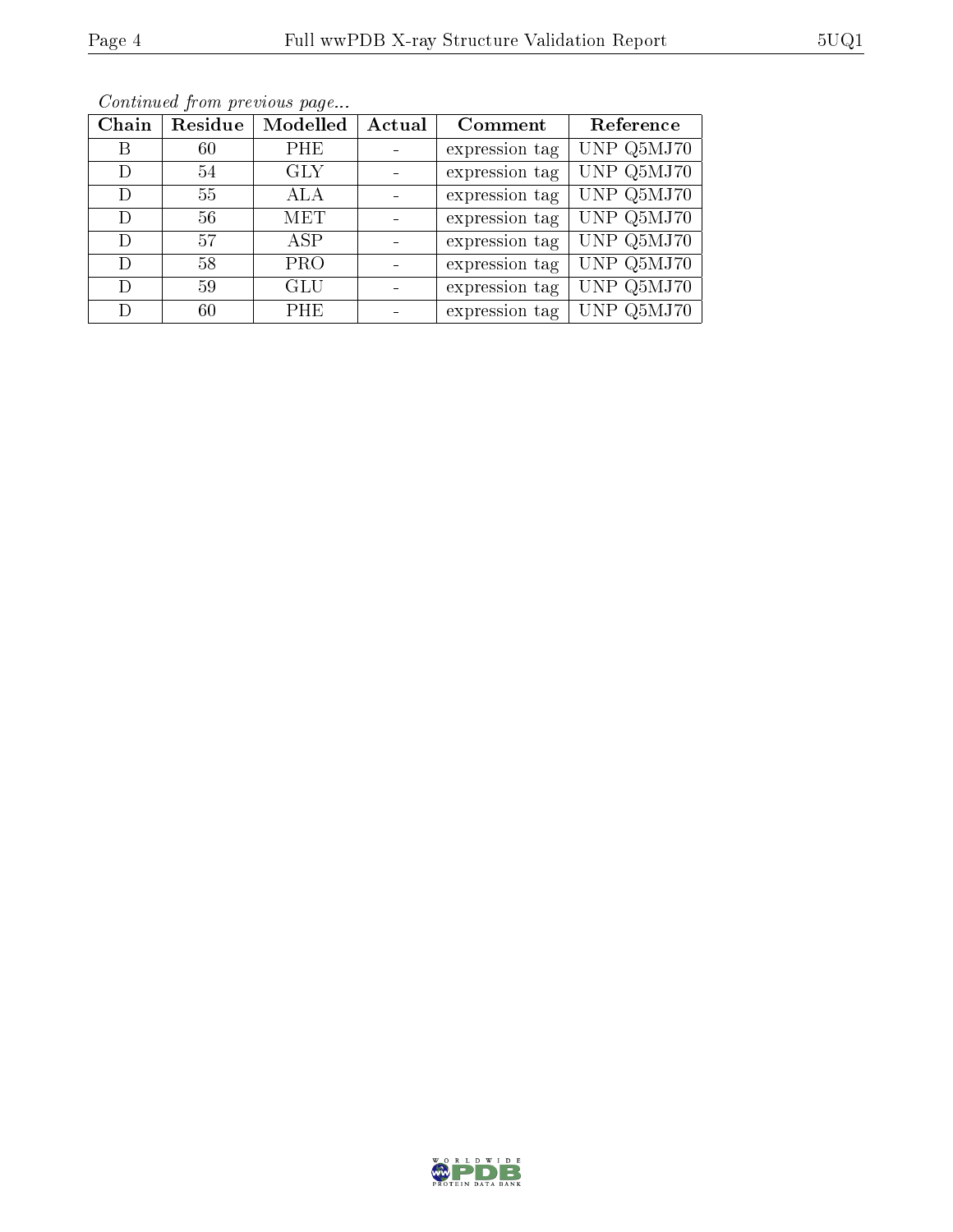*Continued from previous page...*

| Chain | Residue | Modelled | Actual | Comment | Reference |
|---|---|---|---|---|---|
| B | 60 | PHE | - | expression tag | UNP Q5MJ70 |
| D | 54 | GLY | - | expression tag | UNP Q5MJ70 |
| D | 55 | ALA | - | expression tag | UNP Q5MJ70 |
| D | 56 | MET | - | expression tag | UNP Q5MJ70 |
| D | 57 | ASP | - | expression tag | UNP Q5MJ70 |
| D | 58 | PRO | - | expression tag | UNP Q5MJ70 |
| D | 59 | GLU | - | expression tag | UNP Q5MJ70 |
| D | 60 | PHE | - | expression tag | UNP Q5MJ70 |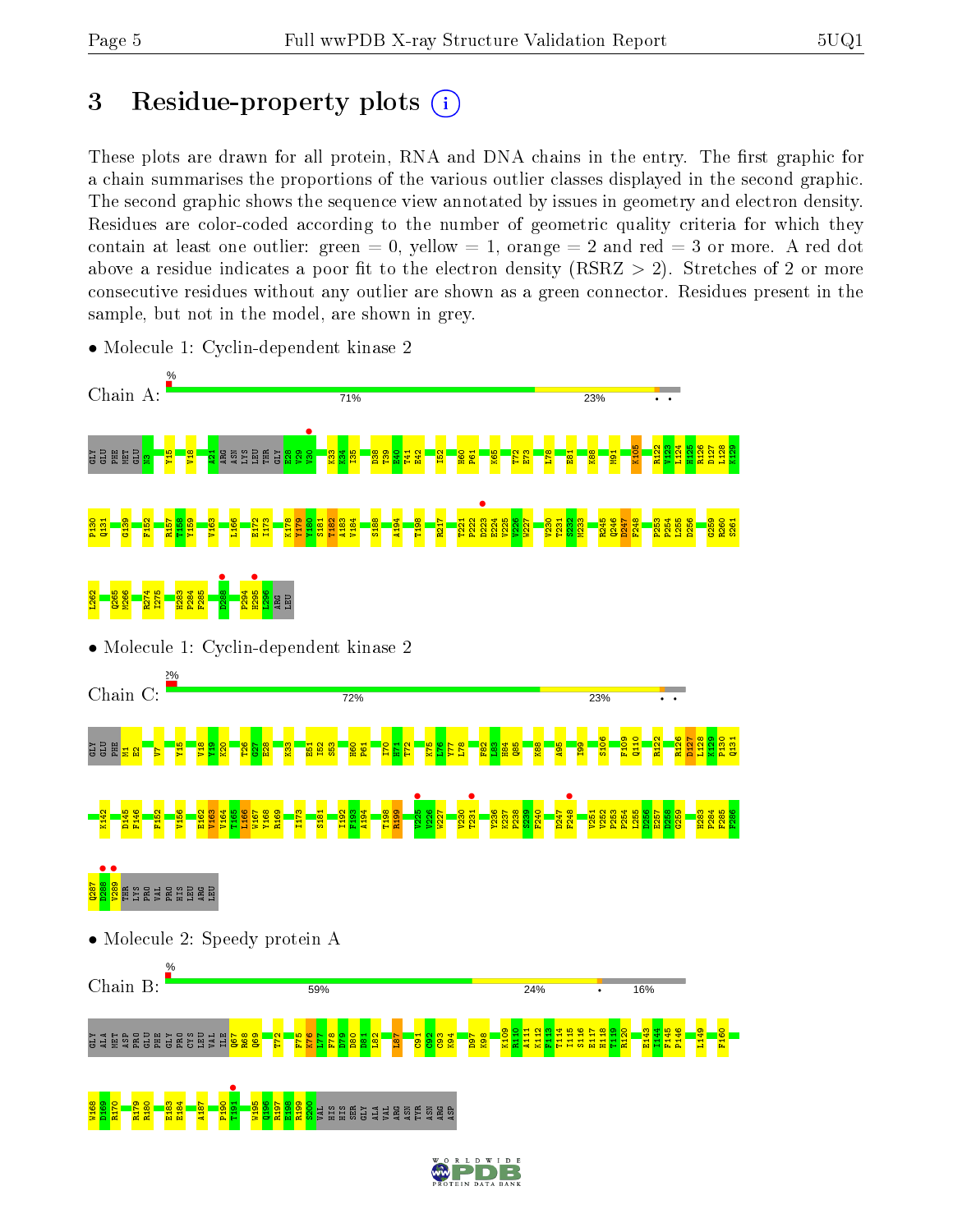# 3 Residue-property plots

These plots are drawn for all protein, RNA and DNA chains in the entry. The first graphic for a chain summarises the proportions of the various outlier classes displayed in the second graphic. The second graphic shows the sequence view annotated by issues in geometry and electron density. Residues are color-coded according to the number of geometric quality criteria for which they contain at least one outlier: green = 0, yellow = 1, orange = 2 and red = 3 or more. A red dot above a residue indicates a poor fit to the electron density (RSRZ > 2). Stretches of 2 or more consecutive residues without any outlier are shown as a green connector. Residues present in the sample, but not in the model, are shown in grey.

- Molecule 1: Cyclin-dependent kinase 2

Chain A: 71% 23%

- Molecule 1: Cyclin-dependent kinase 2

Chain C: 2% 72% 23%

- Molecule 2: Speedy protein A

Chain B: 59% 24% 16%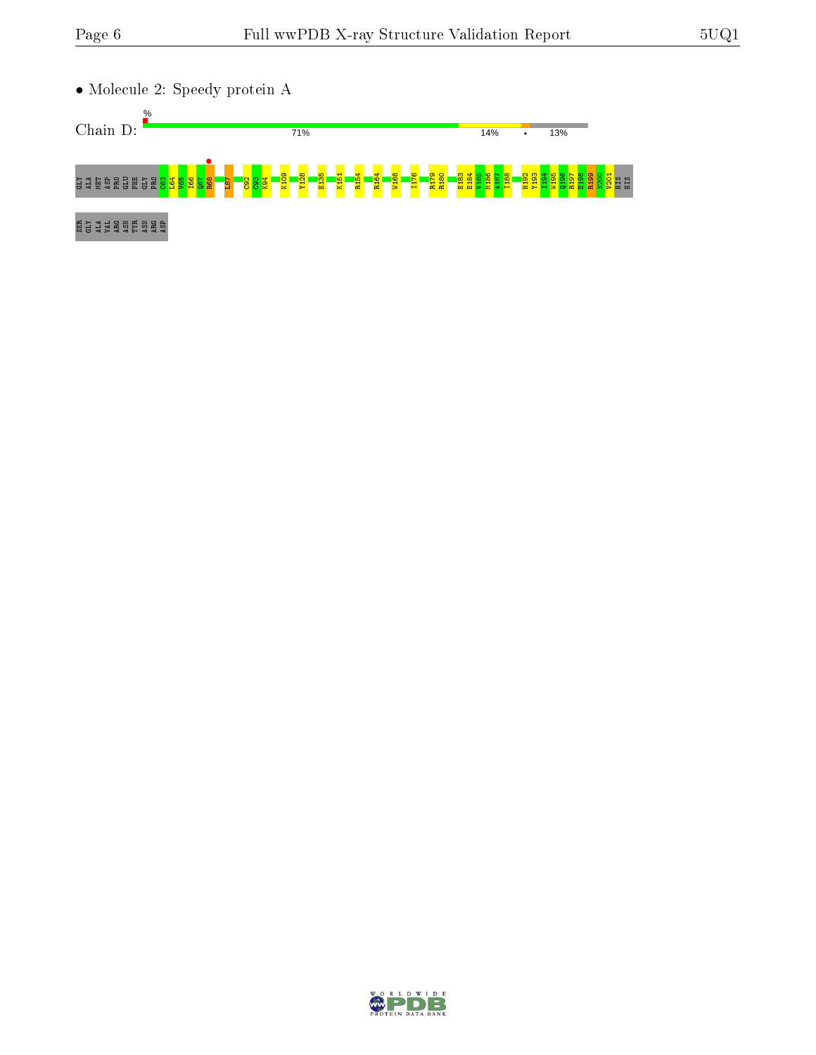• Molecule 2: Speedy protein A

Chain D: % 71% 14% • 13%

GLY ALA MET ASP PRO GLU PHE GLY PRO C63 L64 V65 I66 Q67 R68 L87 C92 C93 K94 K109 Y128 E135 K151 R154 R164 W168 I176 R179 R180 E183 E184 V185 M186 A187 I188 H192 Y193 I194 W195 Q196 R197 E198 R199 S200 V201 HIS HIS

SER GLY ALA VAL ARG ASN TYR ASN ARG ASP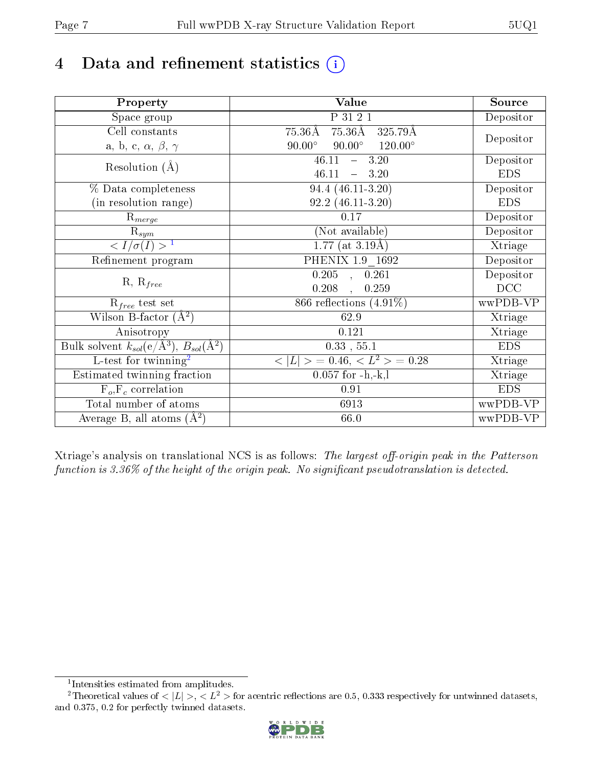# 4 Data and refinement statistics (i)

| Property | Value | Source |
|---|---|---|
| Space group | P 31 2 1 | Depositor |
| Cell constants<br>a, b, c, $\alpha$, $\beta$, $\gamma$ | 75.36Å 75.36Å 325.79Å<br>90.00° 90.00° 120.00° | Depositor |
| Resolution (Å) | 46.11 – 3.20<br>46.11 – 3.20 | Depositor<br>EDS |
| % Data completeness<br>(in resolution range) | 94.4 (46.11-3.20)<br>92.2 (46.11-3.20) | Depositor<br>EDS |
| $R_{merge}$ | 0.17 | Depositor |
| $R_{sym}$ | (Not available) | Depositor |
| $< I/\sigma(I) >$ [1] | 1.77 (at 3.19Å) | Xtriage |
| Refinement program | PHENIX 1.9_1692 | Depositor |
| R, $R_{free}$ | 0.205 , 0.261<br>0.208 , 0.259 | Depositor<br>DCC |
| $R_{free}$ test set | 866 reflections (4.91%) | wwPDB-VP |
| Wilson B-factor (Å$^2$) | 62.9 | Xtriage |
| Anisotropy | 0.121 | Xtriage |
| Bulk solvent $k_{sol}$(e/Å$^3$), $B_{sol}$(Å$^2$) | 0.33 , 55.1 | EDS |
| L-test for twinning[2] | $< \|L\| >$ = 0.46, $< L^2 >$ = 0.28 | Xtriage |
| Estimated twinning fraction | 0.057 for -h,-k,l | Xtriage |
| $F_o$,$F_c$ correlation | 0.91 | EDS |
| Total number of atoms | 6913 | wwPDB-VP |
| Average B, all atoms (Å$^2$) | 66.0 | wwPDB-VP |

Xtriage's analysis on translational NCS is as follows: *The largest off-origin peak in the Patterson function is 3.36% of the height of the origin peak. No significant pseudotranslation is detected.*

[1] Intensities estimated from amplitudes.

[2] Theoretical values of $< |L| >$, $< L^2 >$ for acentric reflections are 0.5, 0.333 respectively for untwinned datasets, and 0.375, 0.2 for perfectly twinned datasets.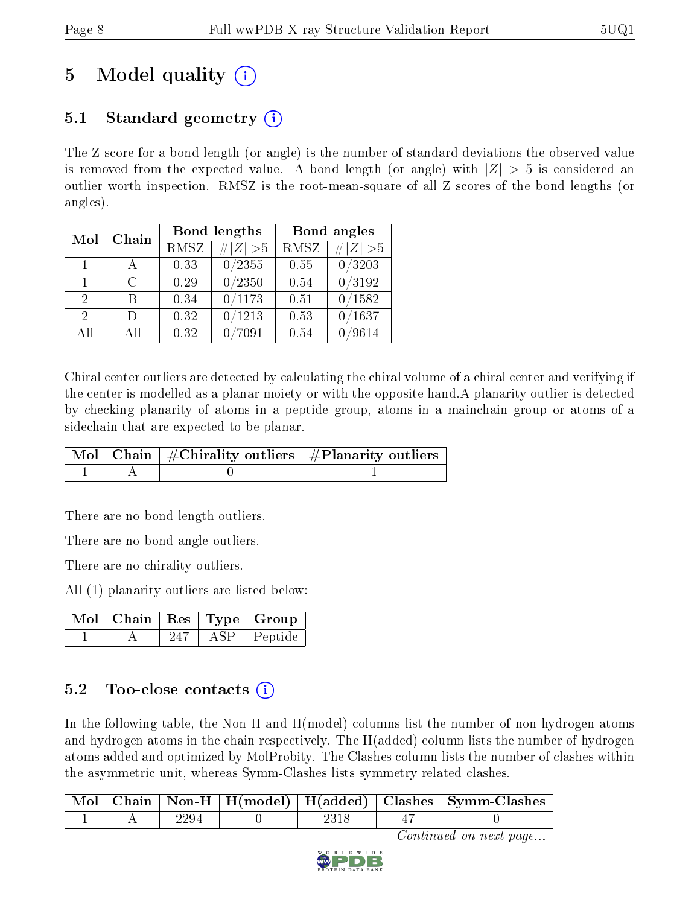# 5 Model quality (i)

## 5.1 Standard geometry (i)

The Z score for a bond length (or angle) is the number of standard deviations the observed value is removed from the expected value. A bond length (or angle) with $|Z| > 5$ is considered an outlier worth inspection. RMSZ is the root-mean-square of all Z scores of the bond lengths (or angles).

| Mol | Chain | Bond lengths | | Bond angles | |
|---|---|---|---|---|---|
| | | RMSZ | $\#\|Z\| > 5$ | RMSZ | $\#\|Z\| > 5$ |
| 1 | A | 0.33 | 0/2355 | 0.55 | 0/3203 |
| 1 | C | 0.29 | 0/2350 | 0.54 | 0/3192 |
| 2 | B | 0.34 | 0/1173 | 0.51 | 0/1582 |
| 2 | D | 0.32 | 0/1213 | 0.53 | 0/1637 |
| All | All | 0.32 | 0/7091 | 0.54 | 0/9614 |

Chiral center outliers are detected by calculating the chiral volume of a chiral center and verifying if the center is modelled as a planar moiety or with the opposite hand.A planarity outlier is detected by checking planarity of atoms in a peptide group, atoms in a mainchain group or atoms of a sidechain that are expected to be planar.

| Mol | Chain | #Chirality outliers | #Planarity outliers |
|---|---|---|---|
| 1 | A | 0 | 1 |

There are no bond length outliers.

There are no bond angle outliers.

There are no chirality outliers.

All (1) planarity outliers are listed below:

| Mol | Chain | Res | Type | Group |
|---|---|---|---|---|
| 1 | A | 247 | ASP | Peptide |

## 5.2 Too-close contacts (i)

In the following table, the Non-H and H(model) columns list the number of non-hydrogen atoms and hydrogen atoms in the chain respectively. The H(added) column lists the number of hydrogen atoms added and optimized by MolProbity. The Clashes column lists the number of clashes within the asymmetric unit, whereas Symm-Clashes lists symmetry related clashes.

| Mol | Chain | Non-H | H(model) | H(added) | Clashes | Symm-Clashes |
|---|---|---|---|---|---|---|
| 1 | A | 2294 | 0 | 2318 | 47 | 0 |

*Continued on next page...*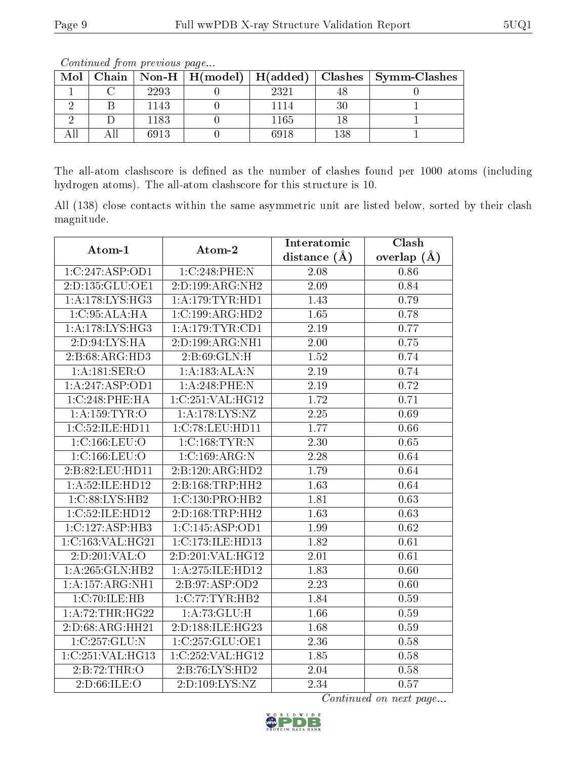*Continued from previous page...*

| Mol | Chain | Non-H | H(model) | H(added) | Clashes | Symm-Clashes |
|---|---|---|---|---|---|---|
| 1 | C | 2293 | 0 | 2321 | 48 | 0 |
| 2 | B | 1143 | 0 | 1114 | 30 | 1 |
| 2 | D | 1183 | 0 | 1165 | 18 | 1 |
| All | All | 6913 | 0 | 6918 | 138 | 1 |

The all-atom clashscore is defined as the number of clashes found per 1000 atoms (including hydrogen atoms). The all-atom clashscore for this structure is 10.

All (138) close contacts within the same asymmetric unit are listed below, sorted by their clash magnitude.

| Atom-1 | Atom-2 | Interatomic distance (Å) | Clash overlap (Å) |
|---|---|---|---|
| 1:C:247:ASP:OD1 | 1:C:248:PHE:N | 2.08 | 0.86 |
| 2:D:135:GLU:OE1 | 2:D:199:ARG:NH2 | 2.09 | 0.84 |
| 1:A:178:LYS:HG3 | 1:A:179:TYR:HD1 | 1.43 | 0.79 |
| 1:C:95:ALA:HA | 1:C:199:ARG:HD2 | 1.65 | 0.78 |
| 1:A:178:LYS:HG3 | 1:A:179:TYR:CD1 | 2.19 | 0.77 |
| 2:D:94:LYS:HA | 2:D:199:ARG:NH1 | 2.00 | 0.75 |
| 2:B:68:ARG:HD3 | 2:B:69:GLN:H | 1.52 | 0.74 |
| 1:A:181:SER:O | 1:A:183:ALA:N | 2.19 | 0.74 |
| 1:A:247:ASP:OD1 | 1:A:248:PHE:N | 2.19 | 0.72 |
| 1:C:248:PHE:HA | 1:C:251:VAL:HG12 | 1.72 | 0.71 |
| 1:A:159:TYR:O | 1:A:178:LYS:NZ | 2.25 | 0.69 |
| 1:C:52:ILE:HD11 | 1:C:78:LEU:HD11 | 1.77 | 0.66 |
| 1:C:166:LEU:O | 1:C:168:TYR:N | 2.30 | 0.65 |
| 1:C:166:LEU:O | 1:C:169:ARG:N | 2.28 | 0.64 |
| 2:B:82:LEU:HD11 | 2:B:120:ARG:HD2 | 1.79 | 0.64 |
| 1:A:52:ILE:HD12 | 2:B:168:TRP:HH2 | 1.63 | 0.64 |
| 1:C:88:LYS:HB2 | 1:C:130:PRO:HB2 | 1.81 | 0.63 |
| 1:C:52:ILE:HD12 | 2:D:168:TRP:HH2 | 1.63 | 0.63 |
| 1:C:127:ASP:HB3 | 1:C:145:ASP:OD1 | 1.99 | 0.62 |
| 1:C:163:VAL:HG21 | 1:C:173:ILE:HD13 | 1.82 | 0.61 |
| 2:D:201:VAL:O | 2:D:201:VAL:HG12 | 2.01 | 0.61 |
| 1:A:265:GLN:HB2 | 1:A:275:ILE:HD12 | 1.83 | 0.60 |
| 1:A:157:ARG:NH1 | 2:B:97:ASP:OD2 | 2.23 | 0.60 |
| 1:C:70:ILE:HB | 1:C:77:TYR:HB2 | 1.84 | 0.59 |
| 1:A:72:THR:HG22 | 1:A:73:GLU:H | 1.66 | 0.59 |
| 2:D:68:ARG:HH21 | 2:D:188:ILE:HG23 | 1.68 | 0.59 |
| 1:C:257:GLU:N | 1:C:257:GLU:OE1 | 2.36 | 0.58 |
| 1:C:251:VAL:HG13 | 1:C:252:VAL:HG12 | 1.85 | 0.58 |
| 2:B:72:THR:O | 2:B:76:LYS:HD2 | 2.04 | 0.58 |
| 2:D:66:ILE:O | 2:D:109:LYS:NZ | 2.34 | 0.57 |

*Continued on next page...*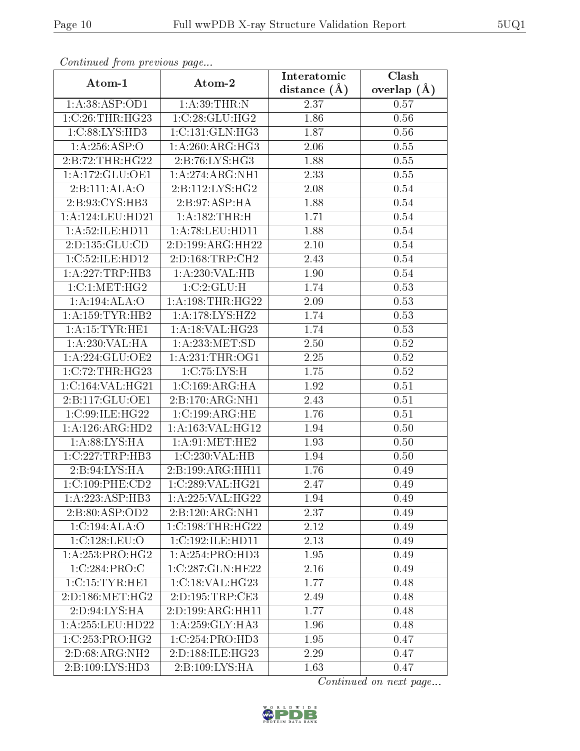*Continued from previous page...*

| Atom-1 | Atom-2 | Interatomic distance (Å) | Clash overlap (Å) |
|---|---|---|---|
| 1:A:38:ASP:OD1 | 1:A:39:THR:N | 2.37 | 0.57 |
| 1:C:26:THR:HG23 | 1:C:28:GLU:HG2 | 1.86 | 0.56 |
| 1:C:88:LYS:HD3 | 1:C:131:GLN:HG3 | 1.87 | 0.56 |
| 1:A:256:ASP:O | 1:A:260:ARG:HG3 | 2.06 | 0.55 |
| 2:B:72:THR:HG22 | 2:B:76:LYS:HG3 | 1.88 | 0.55 |
| 1:A:172:GLU:OE1 | 1:A:274:ARG:NH1 | 2.33 | 0.55 |
| 2:B:111:ALA:O | 2:B:112:LYS:HG2 | 2.08 | 0.54 |
| 2:B:93:CYS:HB3 | 2:B:97:ASP:HA | 1.88 | 0.54 |
| 1:A:124:LEU:HD21 | 1:A:182:THR:H | 1.71 | 0.54 |
| 1:A:52:ILE:HD11 | 1:A:78:LEU:HD11 | 1.88 | 0.54 |
| 2:D:135:GLU:CD | 2:D:199:ARG:HH22 | 2.10 | 0.54 |
| 1:C:52:ILE:HD12 | 2:D:168:TRP:CH2 | 2.43 | 0.54 |
| 1:A:227:TRP:HB3 | 1:A:230:VAL:HB | 1.90 | 0.54 |
| 1:C:1:MET:HG2 | 1:C:2:GLU:H | 1.74 | 0.53 |
| 1:A:194:ALA:O | 1:A:198:THR:HG22 | 2.09 | 0.53 |
| 1:A:159:TYR:HB2 | 1:A:178:LYS:HZ2 | 1.74 | 0.53 |
| 1:A:15:TYR:HE1 | 1:A:18:VAL:HG23 | 1.74 | 0.53 |
| 1:A:230:VAL:HA | 1:A:233:MET:SD | 2.50 | 0.52 |
| 1:A:224:GLU:OE2 | 1:A:231:THR:OG1 | 2.25 | 0.52 |
| 1:C:72:THR:HG23 | 1:C:75:LYS:H | 1.75 | 0.52 |
| 1:C:164:VAL:HG21 | 1:C:169:ARG:HA | 1.92 | 0.51 |
| 2:B:117:GLU:OE1 | 2:B:170:ARG:NH1 | 2.43 | 0.51 |
| 1:C:99:ILE:HG22 | 1:C:199:ARG:HE | 1.76 | 0.51 |
| 1:A:126:ARG:HD2 | 1:A:163:VAL:HG12 | 1.94 | 0.50 |
| 1:A:88:LYS:HA | 1:A:91:MET:HE2 | 1.93 | 0.50 |
| 1:C:227:TRP:HB3 | 1:C:230:VAL:HB | 1.94 | 0.50 |
| 2:B:94:LYS:HA | 2:B:199:ARG:HH11 | 1.76 | 0.49 |
| 1:C:109:PHE:CD2 | 1:C:289:VAL:HG21 | 2.47 | 0.49 |
| 1:A:223:ASP:HB3 | 1:A:225:VAL:HG22 | 1.94 | 0.49 |
| 2:B:80:ASP:OD2 | 2:B:120:ARG:NH1 | 2.37 | 0.49 |
| 1:C:194:ALA:O | 1:C:198:THR:HG22 | 2.12 | 0.49 |
| 1:C:128:LEU:O | 1:C:192:ILE:HD11 | 2.13 | 0.49 |
| 1:A:253:PRO:HG2 | 1:A:254:PRO:HD3 | 1.95 | 0.49 |
| 1:C:284:PRO:C | 1:C:287:GLN:HE22 | 2.16 | 0.49 |
| 1:C:15:TYR:HE1 | 1:C:18:VAL:HG23 | 1.77 | 0.48 |
| 2:D:186:MET:HG2 | 2:D:195:TRP:CE3 | 2.49 | 0.48 |
| 2:D:94:LYS:HA | 2:D:199:ARG:HH11 | 1.77 | 0.48 |
| 1:A:255:LEU:HD22 | 1:A:259:GLY:HA3 | 1.96 | 0.48 |
| 1:C:253:PRO:HG2 | 1:C:254:PRO:HD3 | 1.95 | 0.47 |
| 2:D:68:ARG:NH2 | 2:D:188:ILE:HG23 | 2.29 | 0.47 |
| 2:B:109:LYS:HD3 | 2:B:109:LYS:HA | 1.63 | 0.47 |

*Continued on next page...*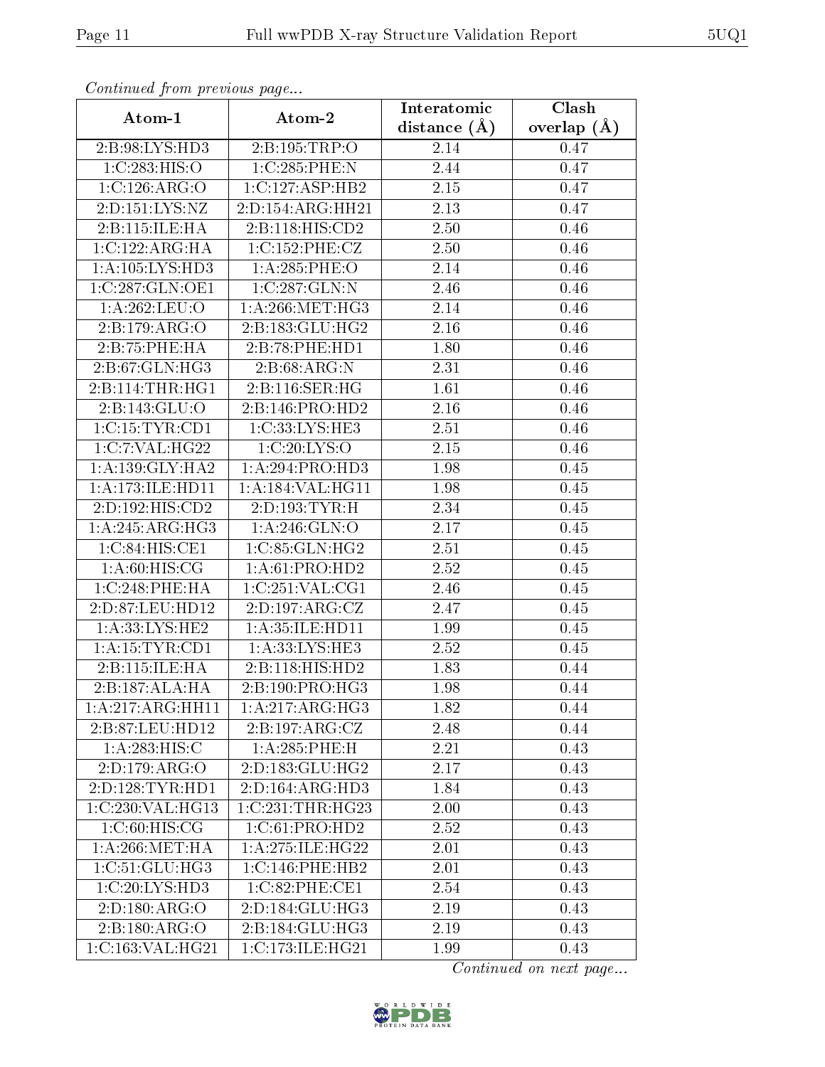*Continued from previous page...*

| Atom-1 | Atom-2 | Interatomic distance (Å) | Clash overlap (Å) |
| --- | --- | --- | --- |
| 2:B:98:LYS:HD3 | 2:B:195:TRP:O | 2.14 | 0.47 |
| 1:C:283:HIS:O | 1:C:285:PHE:N | 2.44 | 0.47 |
| 1:C:126:ARG:O | 1:C:127:ASP:HB2 | 2.15 | 0.47 |
| 2:D:151:LYS:NZ | 2:D:154:ARG:HH21 | 2.13 | 0.47 |
| 2:B:115:ILE:HA | 2:B:118:HIS:CD2 | 2.50 | 0.46 |
| 1:C:122:ARG:HA | 1:C:152:PHE:CZ | 2.50 | 0.46 |
| 1:A:105:LYS:HD3 | 1:A:285:PHE:O | 2.14 | 0.46 |
| 1:C:287:GLN:OE1 | 1:C:287:GLN:N | 2.46 | 0.46 |
| 1:A:262:LEU:O | 1:A:266:MET:HG3 | 2.14 | 0.46 |
| 2:B:179:ARG:O | 2:B:183:GLU:HG2 | 2.16 | 0.46 |
| 2:B:75:PHE:HA | 2:B:78:PHE:HD1 | 1.80 | 0.46 |
| 2:B:67:GLN:HG3 | 2:B:68:ARG:N | 2.31 | 0.46 |
| 2:B:114:THR:HG1 | 2:B:116:SER:HG | 1.61 | 0.46 |
| 2:B:143:GLU:O | 2:B:146:PRO:HD2 | 2.16 | 0.46 |
| 1:C:15:TYR:CD1 | 1:C:33:LYS:HE3 | 2.51 | 0.46 |
| 1:C:7:VAL:HG22 | 1:C:20:LYS:O | 2.15 | 0.46 |
| 1:A:139:GLY:HA2 | 1:A:294:PRO:HD3 | 1.98 | 0.45 |
| 1:A:173:ILE:HD11 | 1:A:184:VAL:HG11 | 1.98 | 0.45 |
| 2:D:192:HIS:CD2 | 2:D:193:TYR:H | 2.34 | 0.45 |
| 1:A:245:ARG:HG3 | 1:A:246:GLN:O | 2.17 | 0.45 |
| 1:C:84:HIS:CE1 | 1:C:85:GLN:HG2 | 2.51 | 0.45 |
| 1:A:60:HIS:CG | 1:A:61:PRO:HD2 | 2.52 | 0.45 |
| 1:C:248:PHE:HA | 1:C:251:VAL:CG1 | 2.46 | 0.45 |
| 2:D:87:LEU:HD12 | 2:D:197:ARG:CZ | 2.47 | 0.45 |
| 1:A:33:LYS:HE2 | 1:A:35:ILE:HD11 | 1.99 | 0.45 |
| 1:A:15:TYR:CD1 | 1:A:33:LYS:HE3 | 2.52 | 0.45 |
| 2:B:115:ILE:HA | 2:B:118:HIS:HD2 | 1.83 | 0.44 |
| 2:B:187:ALA:HA | 2:B:190:PRO:HG3 | 1.98 | 0.44 |
| 1:A:217:ARG:HH11 | 1:A:217:ARG:HG3 | 1.82 | 0.44 |
| 2:B:87:LEU:HD12 | 2:B:197:ARG:CZ | 2.48 | 0.44 |
| 1:A:283:HIS:C | 1:A:285:PHE:H | 2.21 | 0.43 |
| 2:D:179:ARG:O | 2:D:183:GLU:HG2 | 2.17 | 0.43 |
| 2:D:128:TYR:HD1 | 2:D:164:ARG:HD3 | 1.84 | 0.43 |
| 1:C:230:VAL:HG13 | 1:C:231:THR:HG23 | 2.00 | 0.43 |
| 1:C:60:HIS:CG | 1:C:61:PRO:HD2 | 2.52 | 0.43 |
| 1:A:266:MET:HA | 1:A:275:ILE:HG22 | 2.01 | 0.43 |
| 1:C:51:GLU:HG3 | 1:C:146:PHE:HB2 | 2.01 | 0.43 |
| 1:C:20:LYS:HD3 | 1:C:82:PHE:CE1 | 2.54 | 0.43 |
| 2:D:180:ARG:O | 2:D:184:GLU:HG3 | 2.19 | 0.43 |
| 2:B:180:ARG:O | 2:B:184:GLU:HG3 | 2.19 | 0.43 |
| 1:C:163:VAL:HG21 | 1:C:173:ILE:HG21 | 1.99 | 0.43 |

*Continued on next page...*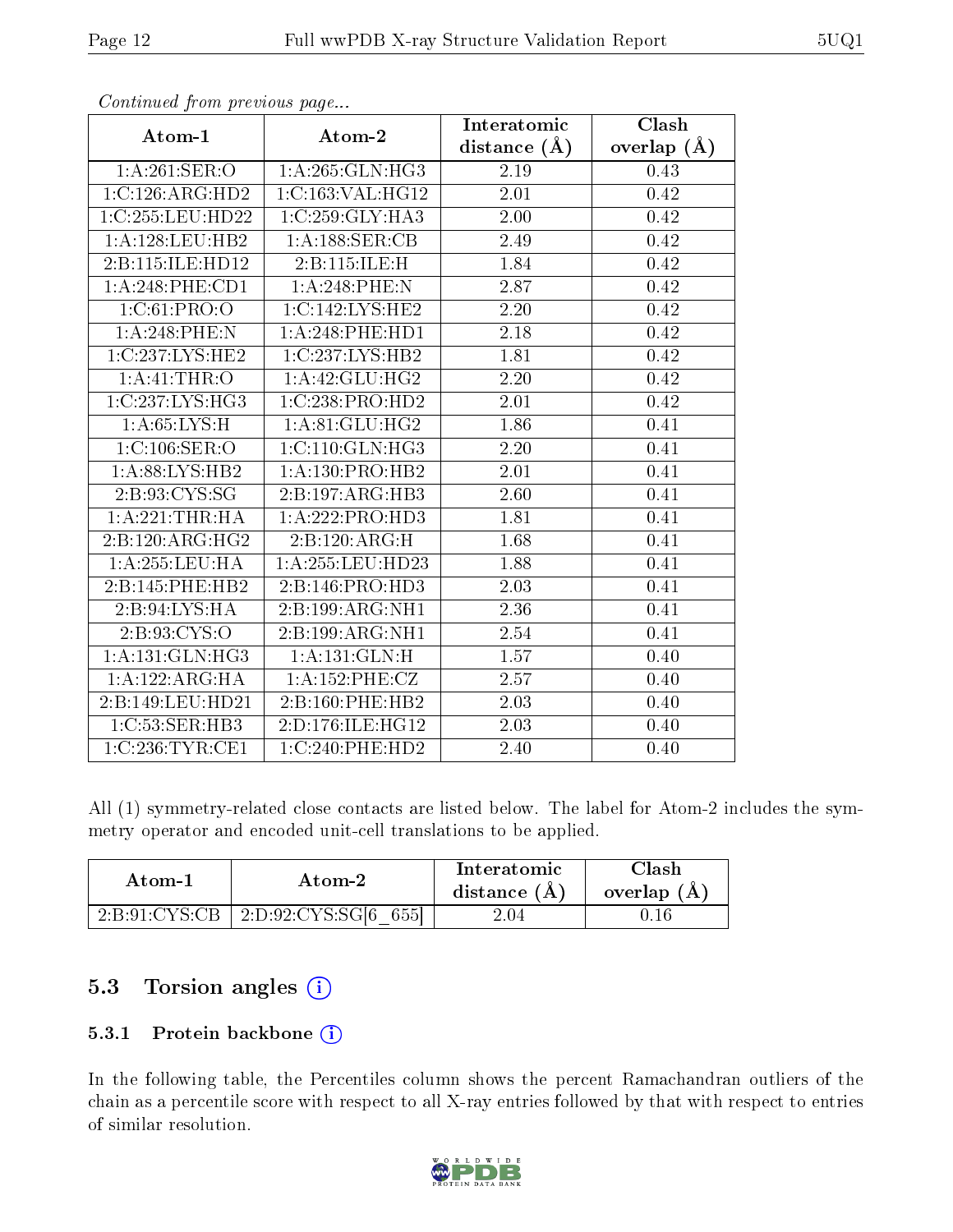*Continued from previous page...*

| Atom-1 | Atom-2 | Interatomic distance (Å) | Clash overlap (Å) |
|---|---|---|---|
| 1:A:261:SER:O | 1:A:265:GLN:HG3 | 2.19 | 0.43 |
| 1:C:126:ARG:HD2 | 1:C:163:VAL:HG12 | 2.01 | 0.42 |
| 1:C:255:LEU:HD22 | 1:C:259:GLY:HA3 | 2.00 | 0.42 |
| 1:A:128:LEU:HB2 | 1:A:188:SER:CB | 2.49 | 0.42 |
| 2:B:115:ILE:HD12 | 2:B:115:ILE:H | 1.84 | 0.42 |
| 1:A:248:PHE:CD1 | 1:A:248:PHE:N | 2.87 | 0.42 |
| 1:C:61:PRO:O | 1:C:142:LYS:HE2 | 2.20 | 0.42 |
| 1:A:248:PHE:N | 1:A:248:PHE:HD1 | 2.18 | 0.42 |
| 1:C:237:LYS:HE2 | 1:C:237:LYS:HB2 | 1.81 | 0.42 |
| 1:A:41:THR:O | 1:A:42:GLU:HG2 | 2.20 | 0.42 |
| 1:C:237:LYS:HG3 | 1:C:238:PRO:HD2 | 2.01 | 0.42 |
| 1:A:65:LYS:H | 1:A:81:GLU:HG2 | 1.86 | 0.41 |
| 1:C:106:SER:O | 1:C:110:GLN:HG3 | 2.20 | 0.41 |
| 1:A:88:LYS:HB2 | 1:A:130:PRO:HB2 | 2.01 | 0.41 |
| 2:B:93:CYS:SG | 2:B:197:ARG:HB3 | 2.60 | 0.41 |
| 1:A:221:THR:HA | 1:A:222:PRO:HD3 | 1.81 | 0.41 |
| 2:B:120:ARG:HG2 | 2:B:120:ARG:H | 1.68 | 0.41 |
| 1:A:255:LEU:HA | 1:A:255:LEU:HD23 | 1.88 | 0.41 |
| 2:B:145:PHE:HB2 | 2:B:146:PRO:HD3 | 2.03 | 0.41 |
| 2:B:94:LYS:HA | 2:B:199:ARG:NH1 | 2.36 | 0.41 |
| 2:B:93:CYS:O | 2:B:199:ARG:NH1 | 2.54 | 0.41 |
| 1:A:131:GLN:HG3 | 1:A:131:GLN:H | 1.57 | 0.40 |
| 1:A:122:ARG:HA | 1:A:152:PHE:CZ | 2.57 | 0.40 |
| 2:B:149:LEU:HD21 | 2:B:160:PHE:HB2 | 2.03 | 0.40 |
| 1:C:53:SER:HB3 | 2:D:176:ILE:HG12 | 2.03 | 0.40 |
| 1:C:236:TYR:CE1 | 1:C:240:PHE:HD2 | 2.40 | 0.40 |

All (1) symmetry-related close contacts are listed below. The label for Atom-2 includes the symmetry operator and encoded unit-cell translations to be applied.

| Atom-1 | Atom-2 | Interatomic distance (Å) | Clash overlap (Å) |
|---|---|---|---|
| 2:B:91:CYS:CB | 2:D:92:CYS:SG[6_655] | 2.04 | 0.16 |

## 5.3 Torsion angles

### 5.3.1 Protein backbone

In the following table, the Percentiles column shows the percent Ramachandran outliers of the chain as a percentile score with respect to all X-ray entries followed by that with respect to entries of similar resolution.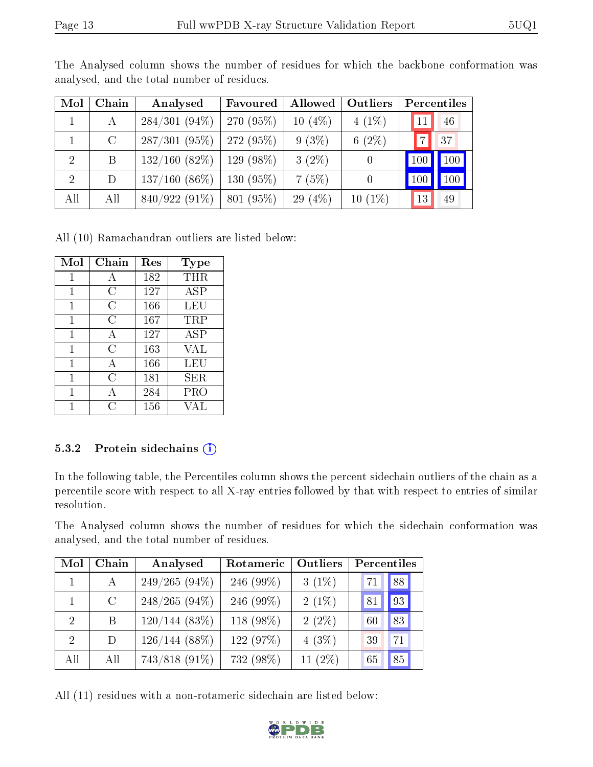The Analysed column shows the number of residues for which the backbone conformation was analysed, and the total number of residues.

| Mol | Chain | Analysed | Favoured | Allowed | Outliers | Percentiles | |
|---|---|---|---|---|---|---|---|
| 1 | A | 284/301 (94%) | 270 (95%) | 10 (4%) | 4 (1%) | 11 | 46 |
| 1 | C | 287/301 (95%) | 272 (95%) | 9 (3%) | 6 (2%) | 7 | 37 |
| 2 | B | 132/160 (82%) | 129 (98%) | 3 (2%) | 0 | 100 | 100 |
| 2 | D | 137/160 (86%) | 130 (95%) | 7 (5%) | 0 | 100 | 100 |
| All | All | 840/922 (91%) | 801 (95%) | 29 (4%) | 10 (1%) | 13 | 49 |

All (10) Ramachandran outliers are listed below:

| Mol | Chain | Res | Type |
|---|---|---|---|
| 1 | A | 182 | THR |
| 1 | C | 127 | ASP |
| 1 | C | 166 | LEU |
| 1 | C | 167 | TRP |
| 1 | A | 127 | ASP |
| 1 | C | 163 | VAL |
| 1 | A | 166 | LEU |
| 1 | C | 181 | SER |
| 1 | A | 284 | PRO |
| 1 | C | 156 | VAL |

### 5.3.2 Protein sidechains

In the following table, the Percentiles column shows the percent sidechain outliers of the chain as a percentile score with respect to all X-ray entries followed by that with respect to entries of similar resolution.

The Analysed column shows the number of residues for which the sidechain conformation was analysed, and the total number of residues.

| Mol | Chain | Analysed | Rotameric | Outliers | Percentiles | |
|---|---|---|---|---|---|---|
| 1 | A | 249/265 (94%) | 246 (99%) | 3 (1%) | 71 | 88 |
| 1 | C | 248/265 (94%) | 246 (99%) | 2 (1%) | 81 | 93 |
| 2 | B | 120/144 (83%) | 118 (98%) | 2 (2%) | 60 | 83 |
| 2 | D | 126/144 (88%) | 122 (97%) | 4 (3%) | 39 | 71 |
| All | All | 743/818 (91%) | 732 (98%) | 11 (2%) | 65 | 85 |

All (11) residues with a non-rotameric sidechain are listed below: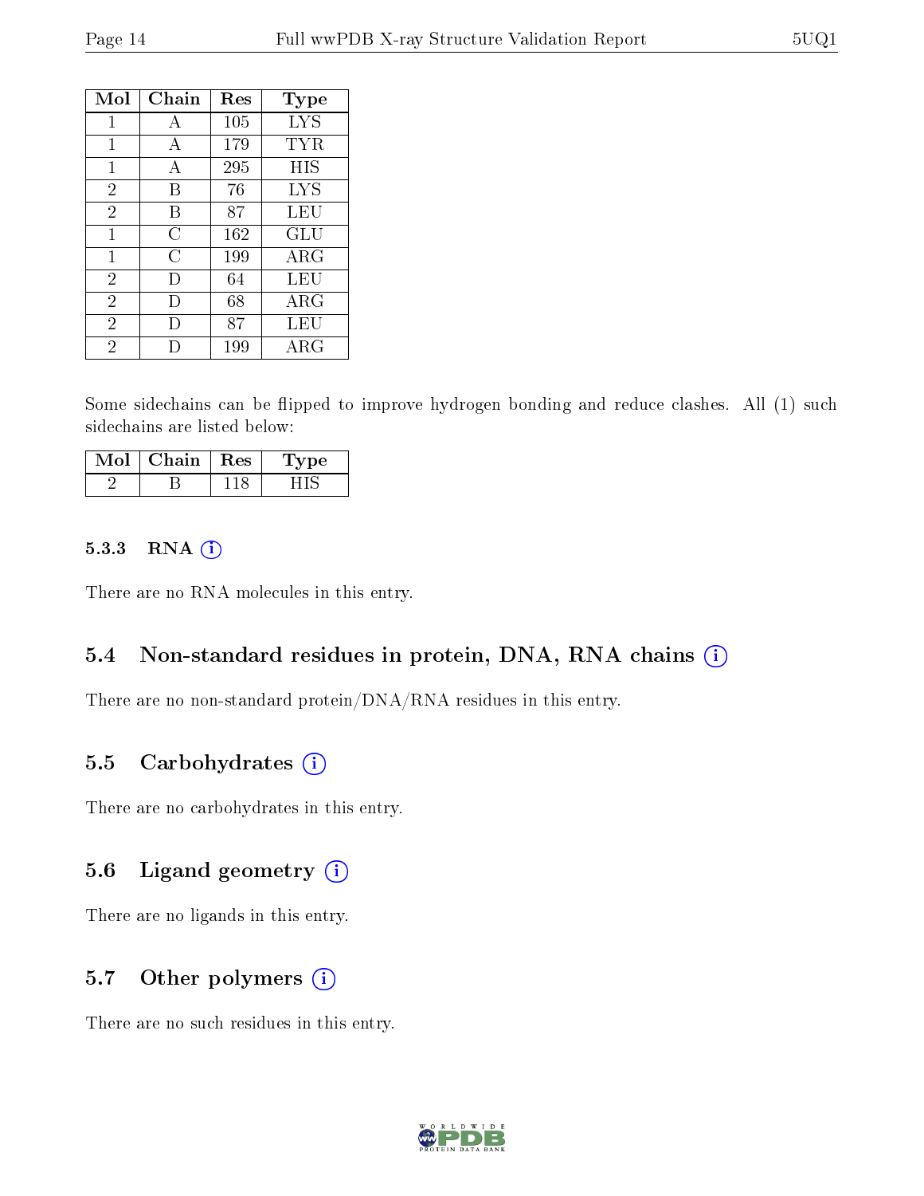| Mol | Chain | Res | Type |
|---|---|---|---|
| 1 | A | 105 | LYS |
| 1 | A | 179 | TYR |
| 1 | A | 295 | HIS |
| 2 | B | 76 | LYS |
| 2 | B | 87 | LEU |
| 1 | C | 162 | GLU |
| 1 | C | 199 | ARG |
| 2 | D | 64 | LEU |
| 2 | D | 68 | ARG |
| 2 | D | 87 | LEU |
| 2 | D | 199 | ARG |

Some sidechains can be flipped to improve hydrogen bonding and reduce clashes. All (1) such sidechains are listed below:

| Mol | Chain | Res | Type |
|---|---|---|---|
| 2 | B | 118 | HIS |

### 5.3.3 RNA

There are no RNA molecules in this entry.

## 5.4 Non-standard residues in protein, DNA, RNA chains

There are no non-standard protein/DNA/RNA residues in this entry.

## 5.5 Carbohydrates

There are no carbohydrates in this entry.

## 5.6 Ligand geometry

There are no ligands in this entry.

## 5.7 Other polymers

There are no such residues in this entry.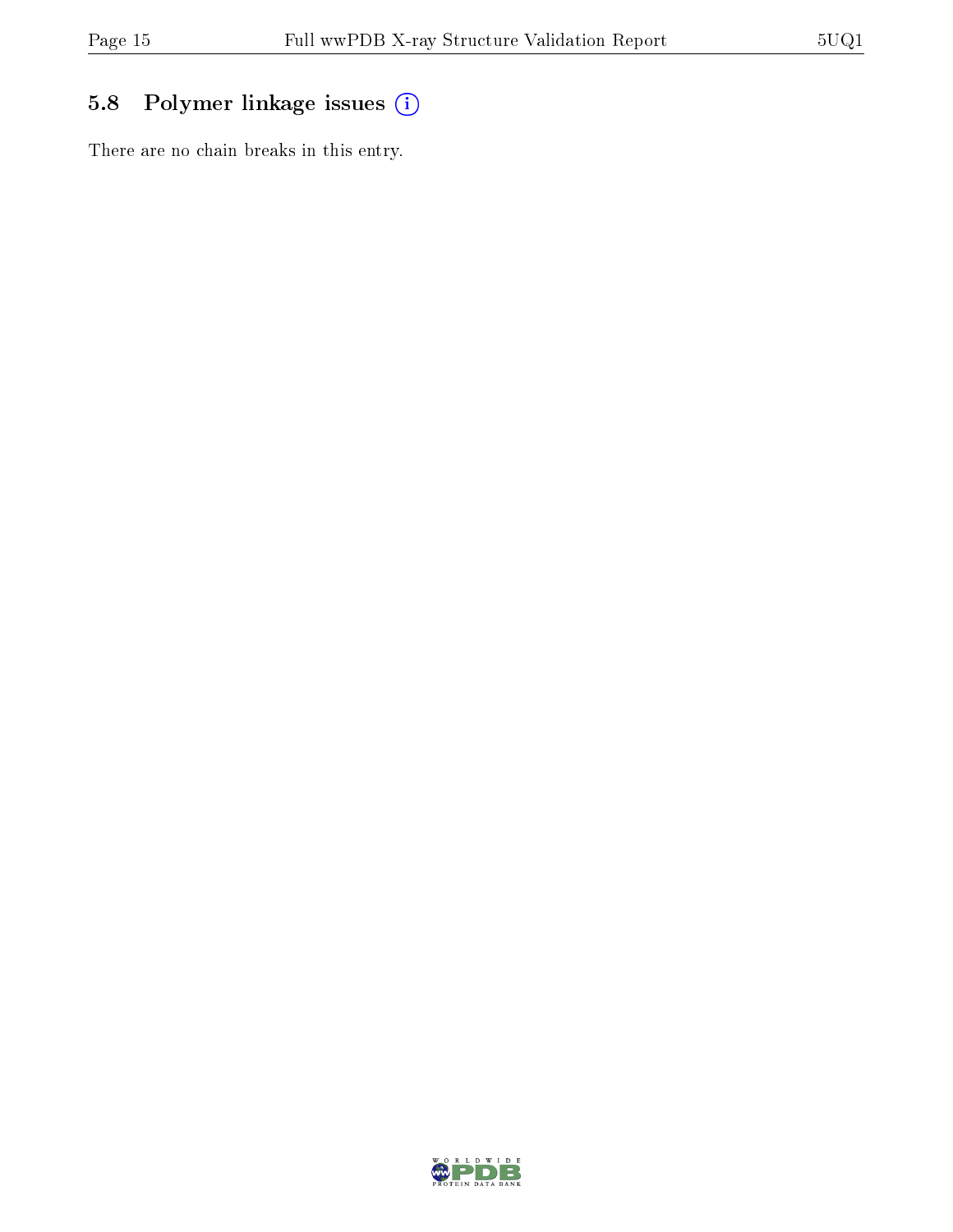## 5.8 Polymer linkage issues

There are no chain breaks in this entry.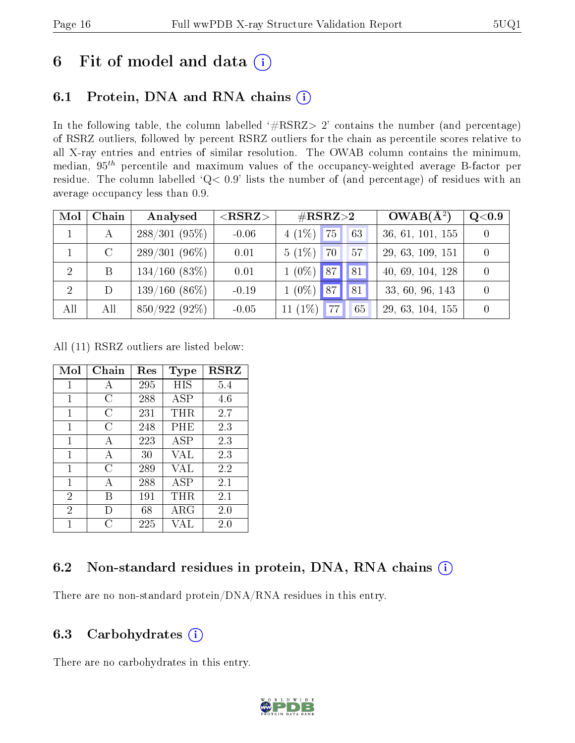# 6 Fit of model and data (i)

## 6.1 Protein, DNA and RNA chains (i)

In the following table, the column labelled '#RSRZ> 2' contains the number (and percentage) of RSRZ outliers, followed by percent RSRZ outliers for the chain as percentile scores relative to all X-ray entries and entries of similar resolution. The OWAB column contains the minimum, median, $95^{th}$ percentile and maximum values of the occupancy-weighted average B-factor per residue. The column labelled 'Q< 0.9' lists the number of (and percentage) of residues with an average occupancy less than 0.9.

| Mol | Chain | Analysed | <RSRZ> | #RSRZ>2 | | | OWAB(Å$^2$) | Q<0.9 |
|---|---|---|---|---|---|---|---|---|
| 1 | A | 288/301 (95%) | -0.06 | 4 (1%) | 75 | 63 | 36, 61, 101, 155 | 0 |
| 1 | C | 289/301 (96%) | 0.01 | 5 (1%) | 70 | 57 | 29, 63, 109, 151 | 0 |
| 2 | B | 134/160 (83%) | 0.01 | 1 (0%) | 87 | 81 | 40, 69, 104, 128 | 0 |
| 2 | D | 139/160 (86%) | -0.19 | 1 (0%) | 87 | 81 | 33, 60, 96, 143 | 0 |
| All | All | 850/922 (92%) | -0.05 | 11 (1%) | 77 | 65 | 29, 63, 104, 155 | 0 |

All (11) RSRZ outliers are listed below:

| Mol | Chain | Res | Type | RSRZ |
|---|---|---|---|---|
| 1 | A | 295 | HIS | 5.4 |
| 1 | C | 288 | ASP | 4.6 |
| 1 | C | 231 | THR | 2.7 |
| 1 | C | 248 | PHE | 2.3 |
| 1 | A | 223 | ASP | 2.3 |
| 1 | A | 30 | VAL | 2.3 |
| 1 | C | 289 | VAL | 2.2 |
| 1 | A | 288 | ASP | 2.1 |
| 2 | B | 191 | THR | 2.1 |
| 2 | D | 68 | ARG | 2.0 |
| 1 | C | 225 | VAL | 2.0 |

## 6.2 Non-standard residues in protein, DNA, RNA chains (i)

There are no non-standard protein/DNA/RNA residues in this entry.

## 6.3 Carbohydrates (i)

There are no carbohydrates in this entry.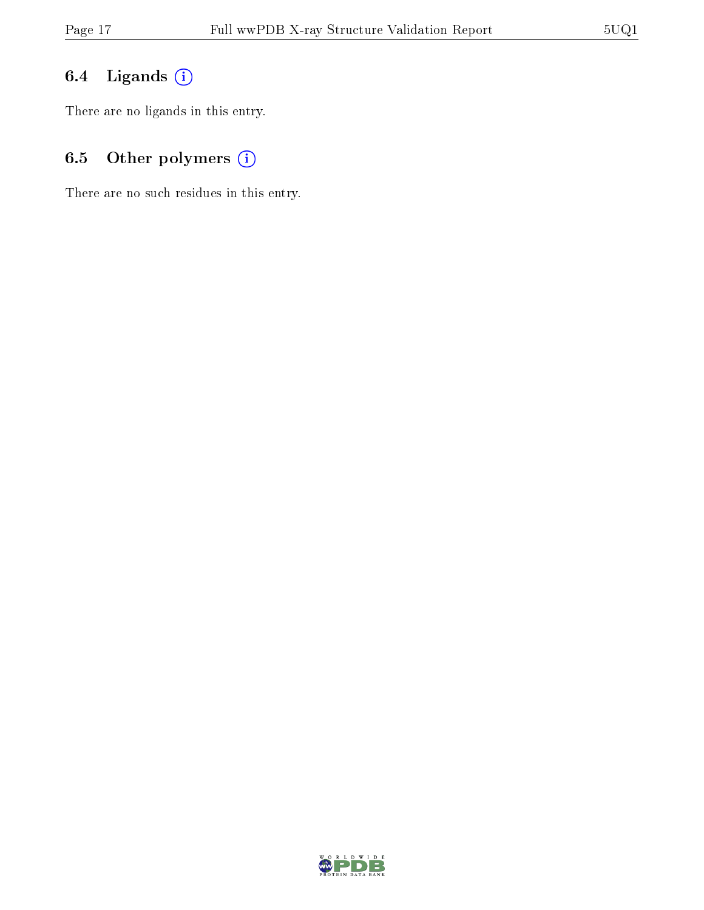### 6.4 Ligands

There are no ligands in this entry.

### 6.5 Other polymers

There are no such residues in this entry.